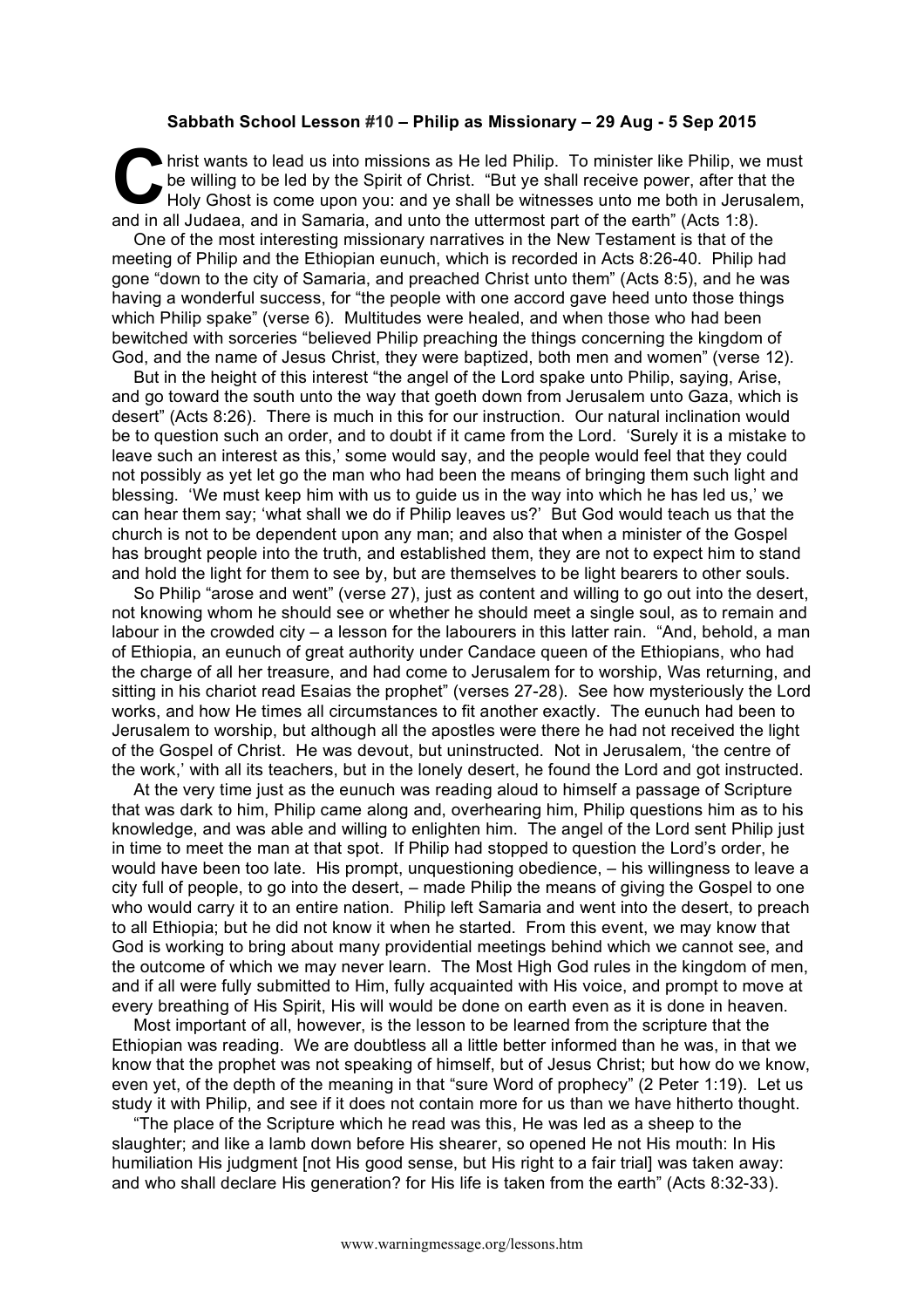**Sabbath School Lesson #10 – Philip as Missionary – 29 Aug - 5 Sep 2015**

Christ wants to lead us into missions as He led Philip. To minister like Philip, we must be willing to be led by the Spirit of Christ. "But ye shall receive power, after that the Holy Ghost is come upon you: and ye shall be witnesses unto me both in Jerusalem, and in all Judaea, and in Samaria, and unto the uttermost part of the earth" (Acts 1:8).

One of the most interesting missionary narratives in the New Testament is that of the meeting of Philip and the Ethiopian eunuch, which is recorded in Acts 8:26-40. Philip had gone "down to the city of Samaria, and preached Christ unto them" (Acts 8:5), and he was having a wonderful success, for "the people with one accord gave heed unto those things which Philip spake" (verse 6). Multitudes were healed, and when those who had been bewitched with sorceries "believed Philip preaching the things concerning the kingdom of God, and the name of Jesus Christ, they were baptized, both men and women" (verse 12).

But in the height of this interest "the angel of the Lord spake unto Philip, saying, Arise, and go toward the south unto the way that goeth down from Jerusalem unto Gaza, which is desert" (Acts 8:26). There is much in this for our instruction. Our natural inclination would be to question such an order, and to doubt if it came from the Lord. 'Surely it is a mistake to leave such an interest as this,' some would say, and the people would feel that they could not possibly as yet let go the man who had been the means of bringing them such light and blessing. 'We must keep him with us to guide us in the way into which he has led us,' we can hear them say; 'what shall we do if Philip leaves us?' But God would teach us that the church is not to be dependent upon any man; and also that when a minister of the Gospel has brought people into the truth, and established them, they are not to expect him to stand and hold the light for them to see by, but are themselves to be light bearers to other souls.

So Philip "arose and went" (verse 27), just as content and willing to go out into the desert, not knowing whom he should see or whether he should meet a single soul, as to remain and labour in the crowded city – a lesson for the labourers in this latter rain. "And, behold, a man of Ethiopia, an eunuch of great authority under Candace queen of the Ethiopians, who had the charge of all her treasure, and had come to Jerusalem for to worship, Was returning, and sitting in his chariot read Esaias the prophet" (verses 27-28). See how mysteriously the Lord works, and how He times all circumstances to fit another exactly. The eunuch had been to Jerusalem to worship, but although all the apostles were there he had not received the light of the Gospel of Christ. He was devout, but uninstructed. Not in Jerusalem, 'the centre of the work,' with all its teachers, but in the lonely desert, he found the Lord and got instructed.

At the very time just as the eunuch was reading aloud to himself a passage of Scripture that was dark to him, Philip came along and, overhearing him, Philip questions him as to his knowledge, and was able and willing to enlighten him. The angel of the Lord sent Philip just in time to meet the man at that spot. If Philip had stopped to question the Lord's order, he would have been too late. His prompt, unquestioning obedience, – his willingness to leave a city full of people, to go into the desert, – made Philip the means of giving the Gospel to one who would carry it to an entire nation. Philip left Samaria and went into the desert, to preach to all Ethiopia; but he did not know it when he started. From this event, we may know that God is working to bring about many providential meetings behind which we cannot see, and the outcome of which we may never learn. The Most High God rules in the kingdom of men, and if all were fully submitted to Him, fully acquainted with His voice, and prompt to move at every breathing of His Spirit, His will would be done on earth even as it is done in heaven.

Most important of all, however, is the lesson to be learned from the scripture that the Ethiopian was reading. We are doubtless all a little better informed than he was, in that we know that the prophet was not speaking of himself, but of Jesus Christ; but how do we know, even yet, of the depth of the meaning in that "sure Word of prophecy" (2 Peter 1:19). Let us study it with Philip, and see if it does not contain more for us than we have hitherto thought.

"The place of the Scripture which he read was this, He was led as a sheep to the slaughter; and like a lamb down before His shearer, so opened He not His mouth: In His humiliation His judgment [not His good sense, but His right to a fair trial] was taken away: and who shall declare His generation? for His life is taken from the earth" (Acts 8:32-33).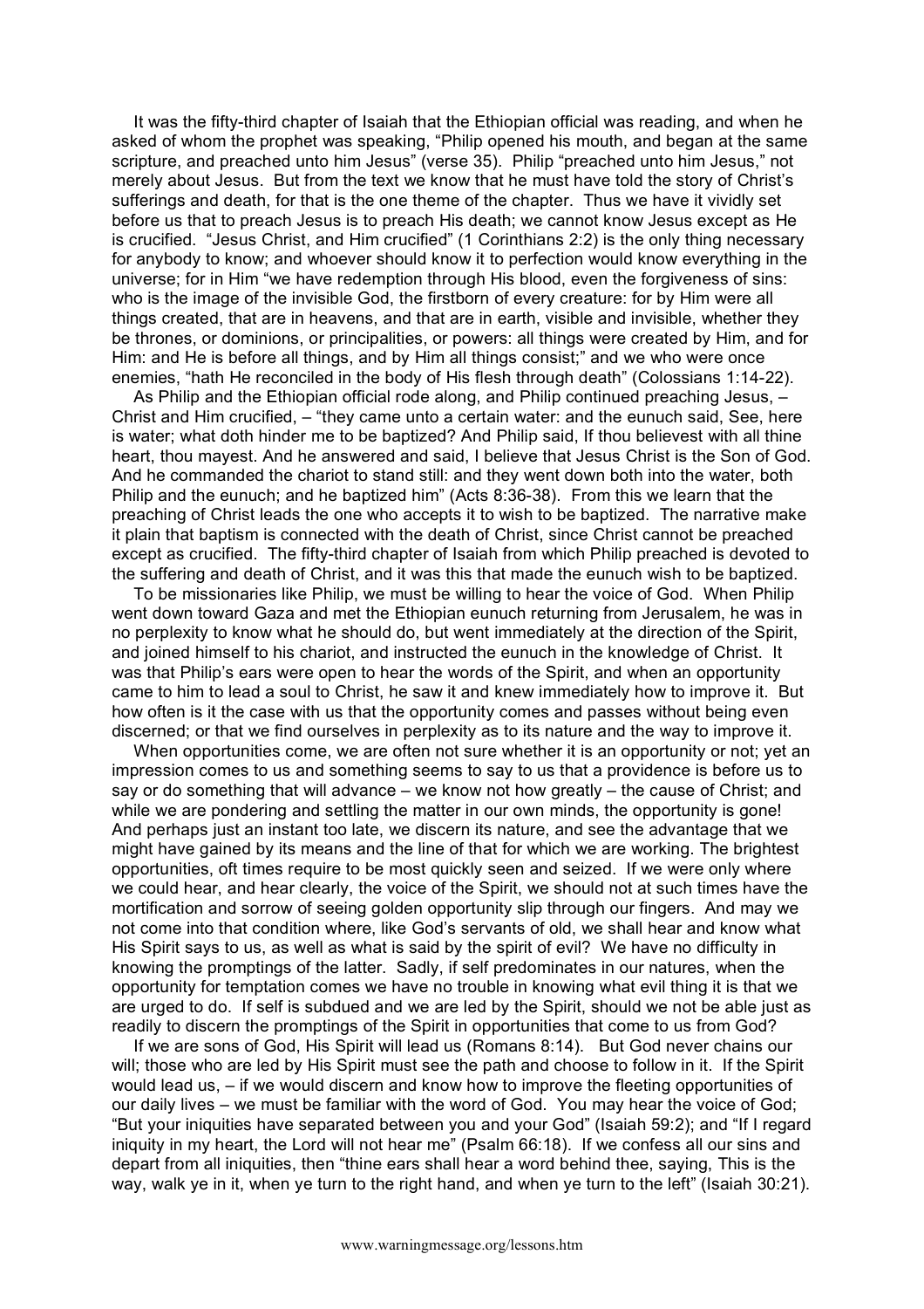It was the fifty-third chapter of Isaiah that the Ethiopian official was reading, and when he asked of whom the prophet was speaking, "Philip opened his mouth, and began at the same scripture, and preached unto him Jesus" (verse 35). Philip "preached unto him Jesus," not merely about Jesus. But from the text we know that he must have told the story of Christ's sufferings and death, for that is the one theme of the chapter. Thus we have it vividly set before us that to preach Jesus is to preach His death; we cannot know Jesus except as He is crucified. "Jesus Christ, and Him crucified" (1 Corinthians 2:2) is the only thing necessary for anybody to know; and whoever should know it to perfection would know everything in the universe; for in Him "we have redemption through His blood, even the forgiveness of sins: who is the image of the invisible God, the firstborn of every creature: for by Him were all things created, that are in heavens, and that are in earth, visible and invisible, whether they be thrones, or dominions, or principalities, or powers: all things were created by Him, and for Him: and He is before all things, and by Him all things consist;" and we who were once enemies, "hath He reconciled in the body of His flesh through death" (Colossians 1:14-22).

As Philip and the Ethiopian official rode along, and Philip continued preaching Jesus, – Christ and Him crucified, – "they came unto a certain water: and the eunuch said, See, here is water; what doth hinder me to be baptized? And Philip said, If thou believest with all thine heart, thou mayest. And he answered and said, I believe that Jesus Christ is the Son of God. And he commanded the chariot to stand still: and they went down both into the water, both Philip and the eunuch; and he baptized him" (Acts 8:36-38). From this we learn that the preaching of Christ leads the one who accepts it to wish to be baptized. The narrative make it plain that baptism is connected with the death of Christ, since Christ cannot be preached except as crucified. The fifty-third chapter of Isaiah from which Philip preached is devoted to the suffering and death of Christ, and it was this that made the eunuch wish to be baptized.

To be missionaries like Philip, we must be willing to hear the voice of God. When Philip went down toward Gaza and met the Ethiopian eunuch returning from Jerusalem, he was in no perplexity to know what he should do, but went immediately at the direction of the Spirit, and joined himself to his chariot, and instructed the eunuch in the knowledge of Christ. It was that Philip's ears were open to hear the words of the Spirit, and when an opportunity came to him to lead a soul to Christ, he saw it and knew immediately how to improve it. But how often is it the case with us that the opportunity comes and passes without being even discerned; or that we find ourselves in perplexity as to its nature and the way to improve it.

When opportunities come, we are often not sure whether it is an opportunity or not; yet an impression comes to us and something seems to say to us that a providence is before us to say or do something that will advance – we know not how greatly – the cause of Christ; and while we are pondering and settling the matter in our own minds, the opportunity is gone! And perhaps just an instant too late, we discern its nature, and see the advantage that we might have gained by its means and the line of that for which we are working. The brightest opportunities, oft times require to be most quickly seen and seized. If we were only where we could hear, and hear clearly, the voice of the Spirit, we should not at such times have the mortification and sorrow of seeing golden opportunity slip through our fingers. And may we not come into that condition where, like God's servants of old, we shall hear and know what His Spirit says to us, as well as what is said by the spirit of evil? We have no difficulty in knowing the promptings of the latter. Sadly, if self predominates in our natures, when the opportunity for temptation comes we have no trouble in knowing what evil thing it is that we are urged to do. If self is subdued and we are led by the Spirit, should we not be able just as readily to discern the promptings of the Spirit in opportunities that come to us from God?

If we are sons of God, His Spirit will lead us (Romans 8:14). But God never chains our will; those who are led by His Spirit must see the path and choose to follow in it. If the Spirit would lead us, – if we would discern and know how to improve the fleeting opportunities of our daily lives – we must be familiar with the word of God. You may hear the voice of God; "But your iniquities have separated between you and your God" (Isaiah 59:2); and "If I regard iniquity in my heart, the Lord will not hear me" (Psalm 66:18). If we confess all our sins and depart from all iniquities, then "thine ears shall hear a word behind thee, saying, This is the way, walk ye in it, when ye turn to the right hand, and when ye turn to the left" (Isaiah 30:21).